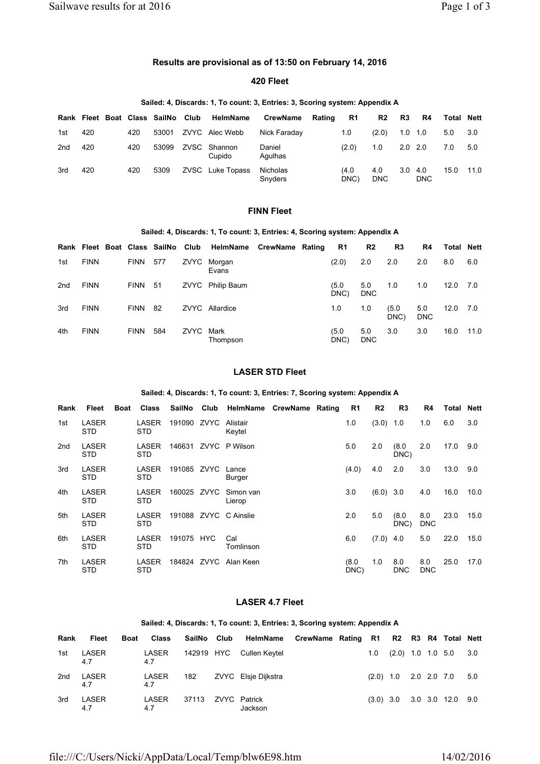## Results are provisional as of 13:50 on February 14, 2016

### 420 Fleet

**Sailed: 4, Discards: 1, To count: 3, Entries: 3, Scoring system: Appendix A**

| Rank | Fleet | Boat | Class | SailNo | Club | HelmName | CrewName | Rating | R1 | R2 | R3 | R4 | Total | Nett |
|---|---|---|---|---|---|---|---|---|---|---|---|---|---|---|
| 1st | 420 | | 420 | 53001 | ZVYC | Alec Webb | Nick Faraday | | 1.0 | (2.0) | 1.0 | 1.0 | 5.0 | 3.0 |
| 2nd | 420 | | 420 | 53099 | ZVSC | Shannon Cupido | Daniel Agulhas | | (2.0) | 1.0 | 2.0 | 2.0 | 7.0 | 5.0 |
| 3rd | 420 | | 420 | 5309 | ZVSC | Luke Topass | Nicholas Snyders | | (4.0 DNC) | 4.0 DNC | 3.0 | 4.0 DNC | 15.0 | 11.0 |

### FINN Fleet

**Sailed: 4, Discards: 1, To count: 3, Entries: 4, Scoring system: Appendix A**

| Rank | Fleet | Boat | Class | SailNo | Club | HelmName | CrewName | Rating | R1 | R2 | R3 | R4 | Total | Nett |
|---|---|---|---|---|---|---|---|---|---|---|---|---|---|---|
| 1st | FINN | | FINN | 577 | ZVYC | Morgan Evans | | | (2.0) | 2.0 | 2.0 | 2.0 | 8.0 | 6.0 |
| 2nd | FINN | | FINN | 51 | ZVYC | Philip Baum | | | (5.0 DNC) | 5.0 DNC | 1.0 | 1.0 | 12.0 | 7.0 |
| 3rd | FINN | | FINN | 82 | ZVYC | Allardice | | | 1.0 | 1.0 | (5.0 DNC) | 5.0 DNC | 12.0 | 7.0 |
| 4th | FINN | | FINN | 584 | ZVYC | Mark Thompson | | | (5.0 DNC) | 5.0 DNC | 3.0 | 3.0 | 16.0 | 11.0 |

### LASER STD Fleet

**Sailed: 4, Discards: 1, To count: 3, Entries: 7, Scoring system: Appendix A**

| Rank | Fleet | Boat | Class | SailNo | Club | HelmName | CrewName | Rating | R1 | R2 | R3 | R4 | Total | Nett |
|---|---|---|---|---|---|---|---|---|---|---|---|---|---|---|
| 1st | LASER STD | | LASER STD | 191090 | ZVYC | Alistair Keytel | | | 1.0 | (3.0) | 1.0 | 1.0 | 6.0 | 3.0 |
| 2nd | LASER STD | | LASER STD | 146631 | ZVYC | P Wilson | | | 5.0 | 2.0 | (8.0 DNC) | 2.0 | 17.0 | 9.0 |
| 3rd | LASER STD | | LASER STD | 191085 | ZVYC | Lance Burger | | | (4.0) | 4.0 | 2.0 | 3.0 | 13.0 | 9.0 |
| 4th | LASER STD | | LASER STD | 160025 | ZVYC | Simon van Lierop | | | 3.0 | (6.0) | 3.0 | 4.0 | 16.0 | 10.0 |
| 5th | LASER STD | | LASER STD | 191088 | ZVYC | C Ainslie | | | 2.0 | 5.0 | (8.0 DNC) | 8.0 DNC | 23.0 | 15.0 |
| 6th | LASER STD | | LASER STD | 191075 | HYC | Cal Tomlinson | | | 6.0 | (7.0) | 4.0 | 5.0 | 22.0 | 15.0 |
| 7th | LASER STD | | LASER STD | 184824 | ZVYC | Alan Keen | | | (8.0 DNC) | 1.0 | 8.0 DNC | 8.0 DNC | 25.0 | 17.0 |

### LASER 4.7 Fleet

**Sailed: 4, Discards: 1, To count: 3, Entries: 3, Scoring system: Appendix A**

| Rank | Fleet | Boat | Class | SailNo | Club | HelmName | CrewName | Rating | R1 | R2 | R3 | R4 | Total | Nett |
|---|---|---|---|---|---|---|---|---|---|---|---|---|---|---|
| 1st | LASER 4.7 | | LASER 4.7 | 142919 | HYC | Cullen Keytel | | | 1.0 | (2.0) | 1.0 | 1.0 | 5.0 | 3.0 |
| 2nd | LASER 4.7 | | LASER 4.7 | 182 | ZVYC | Elsje Dijkstra | | | (2.0) | 1.0 | 2.0 | 2.0 | 7.0 | 5.0 |
| 3rd | LASER 4.7 | | LASER 4.7 | 37113 | ZVYC | Patrick Jackson | | | (3.0) | 3.0 | 3.0 | 3.0 | 12.0 | 9.0 |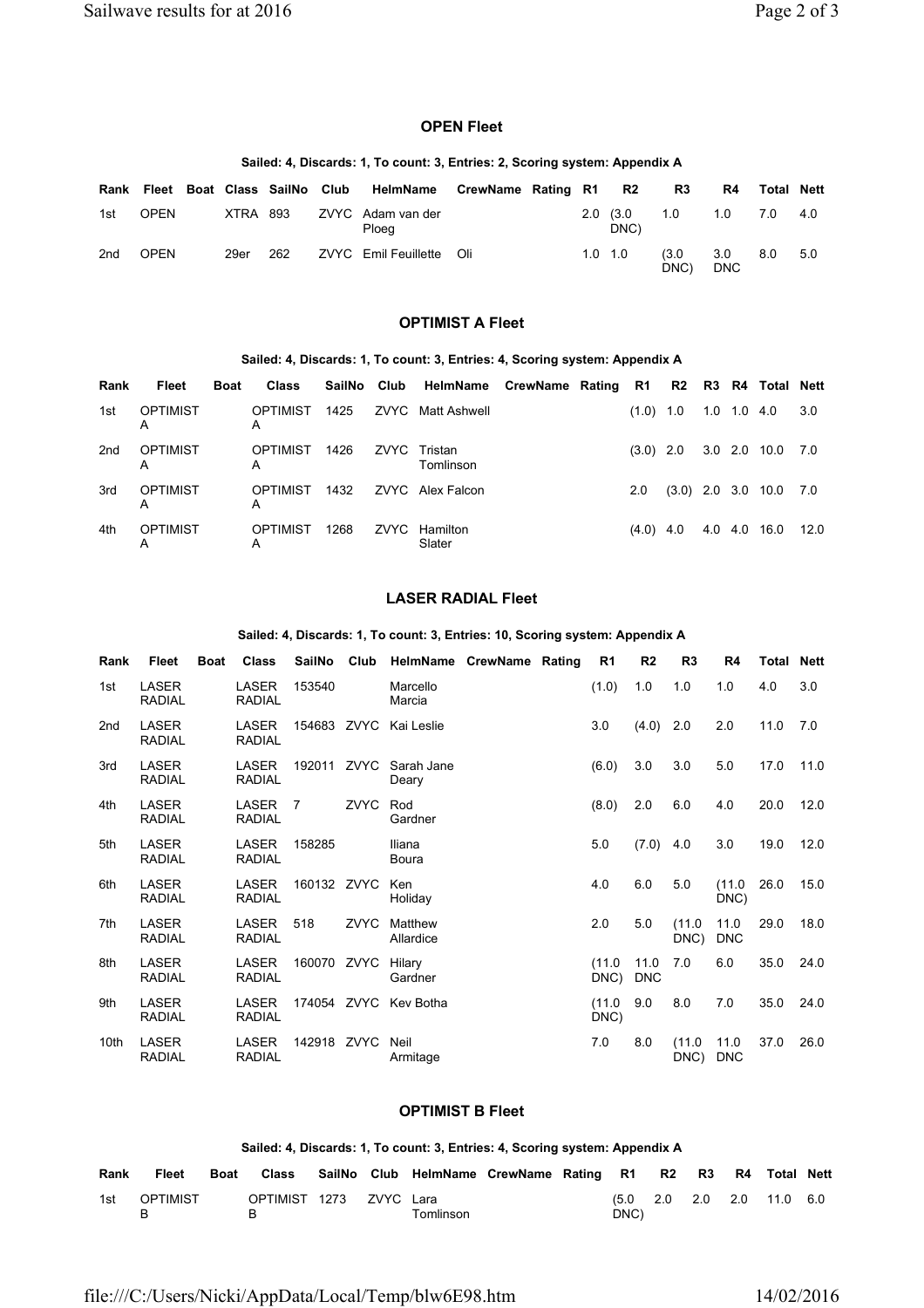## OPEN Fleet

**Sailed: 4, Discards: 1, To count: 3, Entries: 2, Scoring system: Appendix A**

| Rank | Fleet | Boat | Class | SailNo | Club | HelmName | CrewName | Rating | R1 | R2 | R3 | R4 | Total | Nett |
|---|---|---|---|---|---|---|---|---|---|---|---|---|---|---|
| 1st | OPEN | | XTRA | 893 | ZVYC | Adam van der Ploeg | | | 2.0 | (3.0 DNC) | 1.0 | 1.0 | 7.0 | 4.0 |
| 2nd | OPEN | | 29er | 262 | ZVYC | Emil Feuillette | Oli | | 1.0 | 1.0 | (3.0 DNC) | 3.0 DNC | 8.0 | 5.0 |

## OPTIMIST A Fleet

**Sailed: 4, Discards: 1, To count: 3, Entries: 4, Scoring system: Appendix A**

| Rank | Fleet | Boat | Class | SailNo | Club | HelmName | CrewName | Rating | R1 | R2 | R3 | R4 | Total | Nett |
|---|---|---|---|---|---|---|---|---|---|---|---|---|---|---|
| 1st | OPTIMIST A | | OPTIMIST A | 1425 | ZVYC | Matt Ashwell | | | (1.0) | 1.0 | 1.0 | 1.0 | 4.0 | 3.0 |
| 2nd | OPTIMIST A | | OPTIMIST A | 1426 | ZVYC | Tristan Tomlinson | | | (3.0) | 2.0 | 3.0 | 2.0 | 10.0 | 7.0 |
| 3rd | OPTIMIST A | | OPTIMIST A | 1432 | ZVYC | Alex Falcon | | | 2.0 | (3.0) | 2.0 | 3.0 | 10.0 | 7.0 |
| 4th | OPTIMIST A | | OPTIMIST A | 1268 | ZVYC | Hamilton Slater | | | (4.0) | 4.0 | 4.0 | 4.0 | 16.0 | 12.0 |

## LASER RADIAL Fleet

**Sailed: 4, Discards: 1, To count: 3, Entries: 10, Scoring system: Appendix A**

| Rank | Fleet | Boat | Class | SailNo | Club | HelmName | CrewName | Rating | R1 | R2 | R3 | R4 | Total | Nett |
|---|---|---|---|---|---|---|---|---|---|---|---|---|---|---|
| 1st | LASER RADIAL | | LASER RADIAL | 153540 | | Marcello Marcia | | | (1.0) | 1.0 | 1.0 | 1.0 | 4.0 | 3.0 |
| 2nd | LASER RADIAL | | LASER RADIAL | 154683 | ZVYC | Kai Leslie | | | 3.0 | (4.0) | 2.0 | 2.0 | 11.0 | 7.0 |
| 3rd | LASER RADIAL | | LASER RADIAL | 192011 | ZVYC | Sarah Jane Deary | | | (6.0) | 3.0 | 3.0 | 5.0 | 17.0 | 11.0 |
| 4th | LASER RADIAL | | LASER RADIAL | 7 | ZVYC | Rod Gardner | | | (8.0) | 2.0 | 6.0 | 4.0 | 20.0 | 12.0 |
| 5th | LASER RADIAL | | LASER RADIAL | 158285 | | Iliana Boura | | | 5.0 | (7.0) | 4.0 | 3.0 | 19.0 | 12.0 |
| 6th | LASER RADIAL | | LASER RADIAL | 160132 | ZVYC | Ken Holiday | | | 4.0 | 6.0 | 5.0 | (11.0 DNC) | 26.0 | 15.0 |
| 7th | LASER RADIAL | | LASER RADIAL | 518 | ZVYC | Matthew Allardice | | | 2.0 | 5.0 | (11.0 DNC) | 11.0 DNC | 29.0 | 18.0 |
| 8th | LASER RADIAL | | LASER RADIAL | 160070 | ZVYC | Hilary Gardner | | | (11.0 DNC) | 11.0 DNC | 7.0 | 6.0 | 35.0 | 24.0 |
| 9th | LASER RADIAL | | LASER RADIAL | 174054 | ZVYC | Kev Botha | | | (11.0 DNC) | 9.0 | 8.0 | 7.0 | 35.0 | 24.0 |
| 10th | LASER RADIAL | | LASER RADIAL | 142918 | ZVYC | Neil Armitage | | | 7.0 | 8.0 | (11.0 DNC) | 11.0 DNC | 37.0 | 26.0 |

## OPTIMIST B Fleet

**Sailed: 4, Discards: 1, To count: 3, Entries: 4, Scoring system: Appendix A**

| Rank | Fleet | Boat | Class | SailNo | Club | HelmName | CrewName | Rating | R1 | R2 | R3 | R4 | Total | Nett |
|---|---|---|---|---|---|---|---|---|---|---|---|---|---|---|
| 1st | OPTIMIST B | | OPTIMIST B | 1273 | ZVYC | Lara Tomlinson | | | (5.0 DNC) | 2.0 | 2.0 | 2.0 | 11.0 | 6.0 |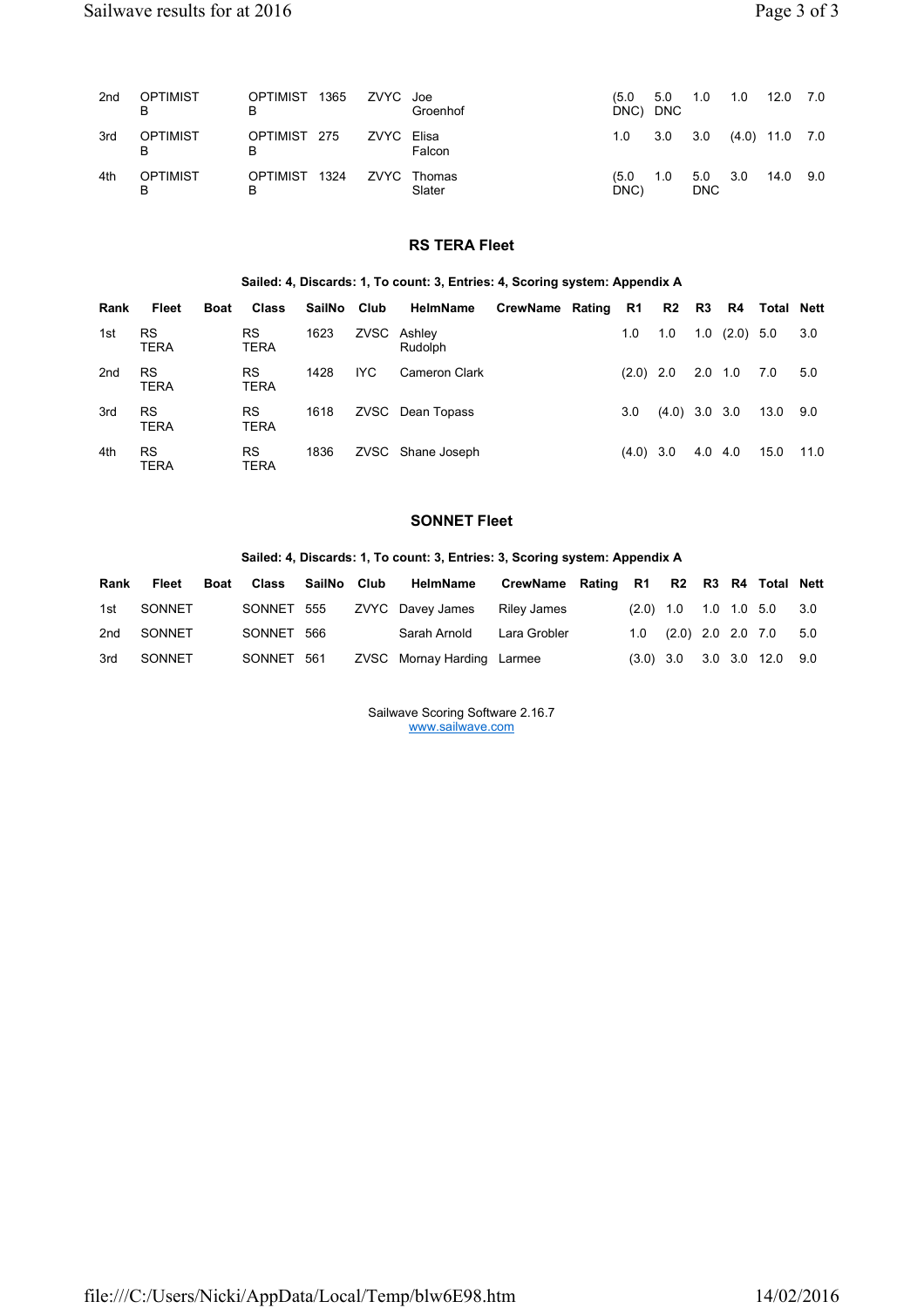| | | | | | | | | | | | | | | |
|---|---|---|---|---|---|---|---|---|---|---|---|---|---|---|
| 2nd | OPTIMIST B | | OPTIMIST B | 1365 | ZVYC | Joe Groenhof | | | (5.0 DNC) | 5.0 DNC | 1.0 | 1.0 | 12.0 | 7.0 |
| 3rd | OPTIMIST B | | OPTIMIST B | 275 | ZVYC | Elisa Falcon | | | 1.0 | 3.0 | 3.0 | (4.0) | 11.0 | 7.0 |
| 4th | OPTIMIST B | | OPTIMIST B | 1324 | ZVYC | Thomas Slater | | | (5.0 DNC) | 1.0 | 5.0 DNC | 3.0 | 14.0 | 9.0 |

### RS TERA Fleet

**Sailed: 4, Discards: 1, To count: 3, Entries: 4, Scoring system: Appendix A**

| Rank | Fleet | Boat | Class | SailNo | Club | HelmName | CrewName | Rating | R1 | R2 | R3 | R4 | Total | Nett |
|---|---|---|---|---|---|---|---|---|---|---|---|---|---|---|
| 1st | RS TERA | | RS TERA | 1623 | ZVSC | Ashley Rudolph | | | 1.0 | 1.0 | 1.0 | (2.0) | 5.0 | 3.0 |
| 2nd | RS TERA | | RS TERA | 1428 | IYC | Cameron Clark | | | (2.0) | 2.0 | 2.0 | 1.0 | 7.0 | 5.0 |
| 3rd | RS TERA | | RS TERA | 1618 | ZVSC | Dean Topass | | | 3.0 | (4.0) | 3.0 | 3.0 | 13.0 | 9.0 |
| 4th | RS TERA | | RS TERA | 1836 | ZVSC | Shane Joseph | | | (4.0) | 3.0 | 4.0 | 4.0 | 15.0 | 11.0 |

### SONNET Fleet

**Sailed: 4, Discards: 1, To count: 3, Entries: 3, Scoring system: Appendix A**

| Rank | Fleet | Boat | Class | SailNo | Club | HelmName | CrewName | Rating | R1 | R2 | R3 | R4 | Total | Nett |
|---|---|---|---|---|---|---|---|---|---|---|---|---|---|---|
| 1st | SONNET | | SONNET | 555 | ZVYC | Davey James | Riley James | | (2.0) | 1.0 | 1.0 | 1.0 | 5.0 | 3.0 |
| 2nd | SONNET | | SONNET | 566 | | Sarah Arnold | Lara Grobler | | 1.0 | (2.0) | 2.0 | 2.0 | 7.0 | 5.0 |
| 3rd | SONNET | | SONNET | 561 | ZVSC | Mornay Harding | Larmee | | (3.0) | 3.0 | 3.0 | 3.0 | 12.0 | 9.0 |

Sailwave Scoring Software 2.16.7
www.sailwave.com